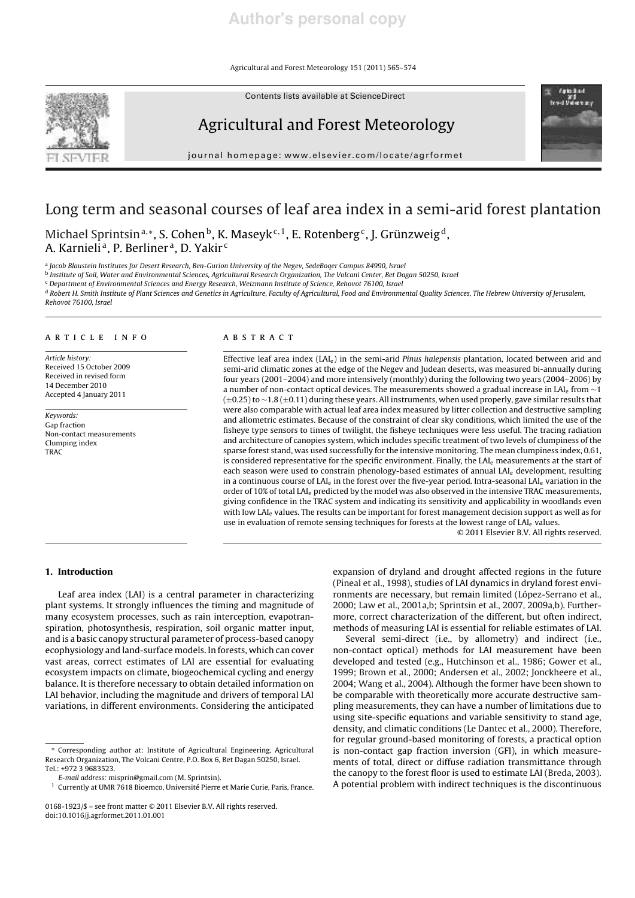# Long term and seasonal courses of leaf area index in a semi-arid forest plantation

Michael Sprintsin[a,*], S. Cohen[b], K. Maseyk[c,1], E. Rotenberg[c], J. Grünzweig[d], A. Karnieli[a], P. Berliner[a], D. Yakir[c]

[a] *Jacob Blaustein Institutes for Desert Research, Ben-Gurion University of the Negev, SedeBoqer Campus 84990, Israel*

[b] *Institute of Soil, Water and Environmental Sciences, Agricultural Research Organization, The Volcani Center, Bet Dagan 50250, Israel*

[c] *Department of Environmental Sciences and Energy Research, Weizmann Institute of Science, Rehovot 76100, Israel*

[d] *Robert H. Smith Institute of Plant Sciences and Genetics in Agriculture, Faculty of Agricultural, Food and Environmental Quality Sciences, The Hebrew University of Jerusalem, Rehovot 76100, Israel*

## ARTICLE INFO

*Article history:*
Received 15 October 2009
Received in revised form
14 December 2010
Accepted 4 January 2011

*Keywords:*
Gap fraction
Non-contact measurements
Clumping index
TRAC

## ABSTRACT

Effective leaf area index ($LAI_e$) in the semi-arid *Pinus halepensis* plantation, located between arid and semi-arid climatic zones at the edge of the Negev and Judean deserts, was measured bi-annually during four years (2001–2004) and more intensively (monthly) during the following two years (2004–2006) by a number of non-contact optical devices. The measurements showed a gradual increase in $LAI_e$ from ~1 (±0.25) to ~1.8 (±0.11) during these years. All instruments, when used properly, gave similar results that were also comparable with actual leaf area index measured by litter collection and destructive sampling and allometric estimates. Because of the constraint of clear sky conditions, which limited the use of the fisheye type sensors to times of twilight, the fisheye techniques were less useful. The tracing radiation and architecture of canopies system, which includes specific treatment of two levels of clumpiness of the sparse forest stand, was used successfully for the intensive monitoring. The mean clumpiness index, 0.61, is considered representative for the specific environment. Finally, the $LAI_e$ measurements at the start of each season were used to constrain phenology-based estimates of annual $LAI_e$ development, resulting in a continuous course of $LAI_e$ in the forest over the five-year period. Intra-seasonal $LAI_e$ variation in the order of 10% of total $LAI_e$ predicted by the model was also observed in the intensive TRAC measurements, giving confidence in the TRAC system and indicating its sensitivity and applicability in woodlands even with low $LAI_e$ values. The results can be important for forest management decision support as well as for use in evaluation of remote sensing techniques for forests at the lowest range of $LAI_e$ values.

© 2011 Elsevier B.V. All rights reserved.

## 1. Introduction

Leaf area index (LAI) is a central parameter in characterizing plant systems. It strongly influences the timing and magnitude of many ecosystem processes, such as rain interception, evapotranspiration, photosynthesis, respiration, soil organic matter input, and is a basic canopy structural parameter of process-based canopy ecophysiology and land-surface models. In forests, which can cover vast areas, correct estimates of LAI are essential for evaluating ecosystem impacts on climate, biogeochemical cycling and energy balance. It is therefore necessary to obtain detailed information on LAI behavior, including the magnitude and drivers of temporal LAI variations, in different environments. Considering the anticipated expansion of dryland and drought affected regions in the future (Pineal et al., 1998), studies of LAI dynamics in dryland forest environments are necessary, but remain limited (López-Serrano et al., 2000; Law et al., 2001a,b; Sprintsin et al., 2007, 2009a,b). Furthermore, correct characterization of the different, but often indirect, methods of measuring LAI is essential for reliable estimates of LAI.

Several semi-direct (i.e., by allometry) and indirect (i.e., non-contact optical) methods for LAI measurement have been developed and tested (e.g., Hutchinson et al., 1986; Gower et al., 1999; Brown et al., 2000; Andersen et al., 2002; Jonckheere et al., 2004; Wang et al., 2004). Although the former have been shown to be comparable with theoretically more accurate destructive sampling measurements, they can have a number of limitations due to using site-specific equations and variable sensitivity to stand age, density, and climatic conditions (Le Dantec et al., 2000). Therefore, for regular ground-based monitoring of forests, a practical option is non-contact gap fraction inversion (GFI), in which measurements of total, direct or diffuse radiation transmittance through the canopy to the forest floor is used to estimate LAI (Breda, 2003). A potential problem with indirect techniques is the discontinuous

---

* Corresponding author at: Institute of Agricultural Engineering, Agricultural Research Organization, The Volcani Centre, P.O. Box 6, Bet Dagan 50250, Israel. Tel.: +972 3 9683523.
*E-mail address:* misprin@gmail.com (M. Sprintsin).
[1] Currently at UMR 7618 Bioemco, Université Pierre et Marie Curie, Paris, France.

0168-1923/$ – see front matter © 2011 Elsevier B.V. All rights reserved.
doi:10.1016/j.agrformet.2011.01.001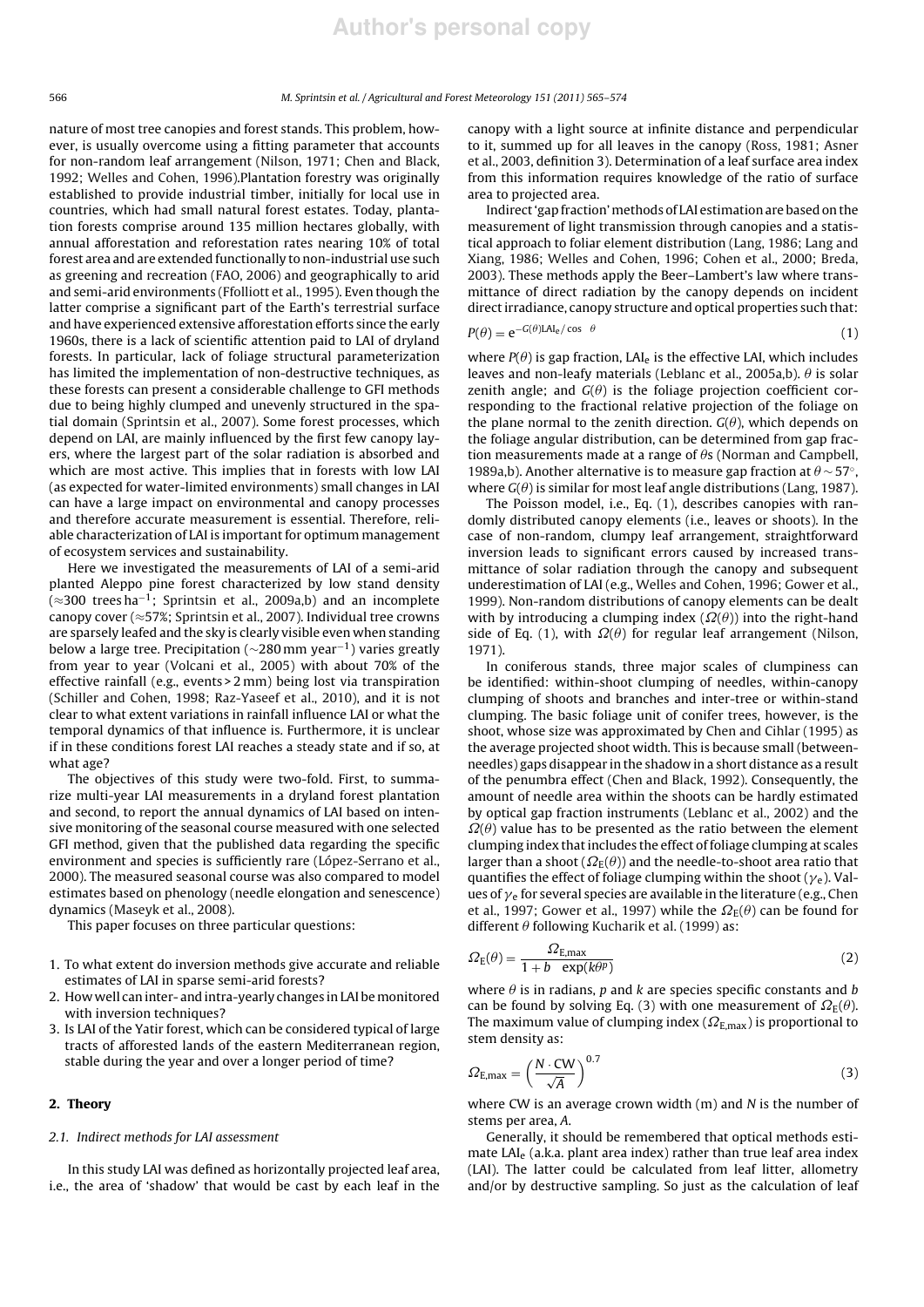nature of most tree canopies and forest stands. This problem, however, is usually overcome using a fitting parameter that accounts for non-random leaf arrangement (Nilson, 1971; Chen and Black, 1992; Welles and Cohen, 1996).Plantation forestry was originally established to provide industrial timber, initially for local use in countries, which had small natural forest estates. Today, plantation forests comprise around 135 million hectares globally, with annual afforestation and reforestation rates nearing 10% of total forest area and are extended functionally to non-industrial use such as greening and recreation (FAO, 2006) and geographically to arid and semi-arid environments (Ffolliott et al., 1995). Even though the latter comprise a significant part of the Earth's terrestrial surface and have experienced extensive afforestation efforts since the early 1960s, there is a lack of scientific attention paid to LAI of dryland forests. In particular, lack of foliage structural parameterization has limited the implementation of non-destructive techniques, as these forests can present a considerable challenge to GFI methods due to being highly clumped and unevenly structured in the spatial domain (Sprintsin et al., 2007). Some forest processes, which depend on LAI, are mainly influenced by the first few canopy layers, where the largest part of the solar radiation is absorbed and which are most active. This implies that in forests with low LAI (as expected for water-limited environments) small changes in LAI can have a large impact on environmental and canopy processes and therefore accurate measurement is essential. Therefore, reliable characterization of LAI is important for optimum management of ecosystem services and sustainability.

Here we investigated the measurements of LAI of a semi-arid planted Aleppo pine forest characterized by low stand density ($\approx$300 trees $ha^{-1}$; Sprintsin et al., 2009a,b) and an incomplete canopy cover ($\approx$57%; Sprintsin et al., 2007). Individual tree crowns are sparsely leafed and the sky is clearly visible even when standing below a large tree. Precipitation ($\sim$280 mm $year^{-1}$) varies greatly from year to year (Volcani et al., 2005) with about 70% of the effective rainfall (e.g., events > 2 mm) being lost via transpiration (Schiller and Cohen, 1998; Raz-Yaseef et al., 2010), and it is not clear to what extent variations in rainfall influence LAI or what the temporal dynamics of that influence is. Furthermore, it is unclear if in these conditions forest LAI reaches a steady state and if so, at what age?

The objectives of this study were two-fold. First, to summarize multi-year LAI measurements in a dryland forest plantation and second, to report the annual dynamics of LAI based on intensive monitoring of the seasonal course measured with one selected GFI method, given that the published data regarding the specific environment and species is sufficiently rare (López-Serrano et al., 2000). The measured seasonal course was also compared to model estimates based on phenology (needle elongation and senescence) dynamics (Maseyk et al., 2008).

This paper focuses on three particular questions:

1. To what extent do inversion methods give accurate and reliable estimates of LAI in sparse semi-arid forests?
2. How well can inter- and intra-yearly changes in LAI be monitored with inversion techniques?
3. Is LAI of the Yatir forest, which can be considered typical of large tracts of afforested lands of the eastern Mediterranean region, stable during the year and over a longer period of time?

## 2. Theory

### 2.1. Indirect methods for LAI assessment

In this study LAI was defined as horizontally projected leaf area, i.e., the area of 'shadow' that would be cast by each leaf in the canopy with a light source at infinite distance and perpendicular to it, summed up for all leaves in the canopy (Ross, 1981; Asner et al., 2003, definition 3). Determination of a leaf surface area index from this information requires knowledge of the ratio of surface area to projected area.

Indirect 'gap fraction' methods of LAI estimation are based on the measurement of light transmission through canopies and a statistical approach to foliar element distribution (Lang, 1986; Lang and Xiang, 1986; Welles and Cohen, 1996; Cohen et al., 2000; Breda, 2003). These methods apply the Beer–Lambert's law where transmittance of direct radiation by the canopy depends on incident direct irradiance, canopy structure and optical properties such that:

$$P(\theta) = e^{-G(\theta)\mathrm{LAI_e}/\cos\theta} \quad (1)$$

where $P(\theta)$ is gap fraction, $LAI_e$ is the effective LAI, which includes leaves and non-leafy materials (Leblanc et al., 2005a,b). $\theta$ is solar zenith angle; and $G(\theta)$ is the foliage projection coefficient corresponding to the fractional relative projection of the foliage on the plane normal to the zenith direction. $G(\theta)$, which depends on the foliage angular distribution, can be determined from gap fraction measurements made at a range of $\theta$s (Norman and Campbell, 1989a,b). Another alternative is to measure gap fraction at $\theta \sim 57^{\circ}$, where $G(\theta)$ is similar for most leaf angle distributions (Lang, 1987).

The Poisson model, i.e., Eq. (1), describes canopies with randomly distributed canopy elements (i.e., leaves or shoots). In the case of non-random, clumpy leaf arrangement, straightforward inversion leads to significant errors caused by increased transmittance of solar radiation through the canopy and subsequent underestimation of LAI (e.g., Welles and Cohen, 1996; Gower et al., 1999). Non-random distributions of canopy elements can be dealt with by introducing a clumping index ($\Omega(\theta)$) into the right-hand side of Eq. (1), with $\Omega(\theta)$ for regular leaf arrangement (Nilson, 1971).

In coniferous stands, three major scales of clumpiness can be identified: within-shoot clumping of needles, within-canopy clumping of shoots and branches and inter-tree or within-stand clumping. The basic foliage unit of conifer trees, however, is the shoot, whose size was approximated by Chen and Cihlar (1995) as the average projected shoot width. This is because small (between-needles) gaps disappear in the shadow in a short distance as a result of the penumbra effect (Chen and Black, 1992). Consequently, the amount of needle area within the shoots can be hardly estimated by optical gap fraction instruments (Leblanc et al., 2002) and the $\Omega(\theta)$ value has to be presented as the ratio between the element clumping index that includes the effect of foliage clumping at scales larger than a shoot ($\Omega_E(\theta)$) and the needle-to-shoot area ratio that quantifies the effect of foliage clumping within the shoot ($\gamma_e$). Values of $\gamma_e$ for several species are available in the literature (e.g., Chen et al., 1997; Gower et al., 1997) while the $\Omega_E(\theta)$ can be found for different $\theta$ following Kucharik et al. (1999) as:

$$\Omega_E(\theta) = \frac{\Omega_{E,\max}}{1 + b\ \exp(k\theta^{p})} \quad (2)$$

where $\theta$ is in radians, $p$ and $k$ are species specific constants and $b$ can be found by solving Eq. (3) with one measurement of $\Omega_E(\theta)$. The maximum value of clumping index ($\Omega_{E,\max}$) is proportional to stem density as:

$$\Omega_{E,\max} = \left(\frac{N \cdot \mathrm{CW}}{\sqrt{A}}\right)^{0.7} \quad (3)$$

where CW is an average crown width (m) and $N$ is the number of stems per area, $A$.

Generally, it should be remembered that optical methods estimate $LAI_e$ (a.k.a. plant area index) rather than true leaf area index (LAI). The latter could be calculated from leaf litter, allometry and/or by destructive sampling. So just as the calculation of leaf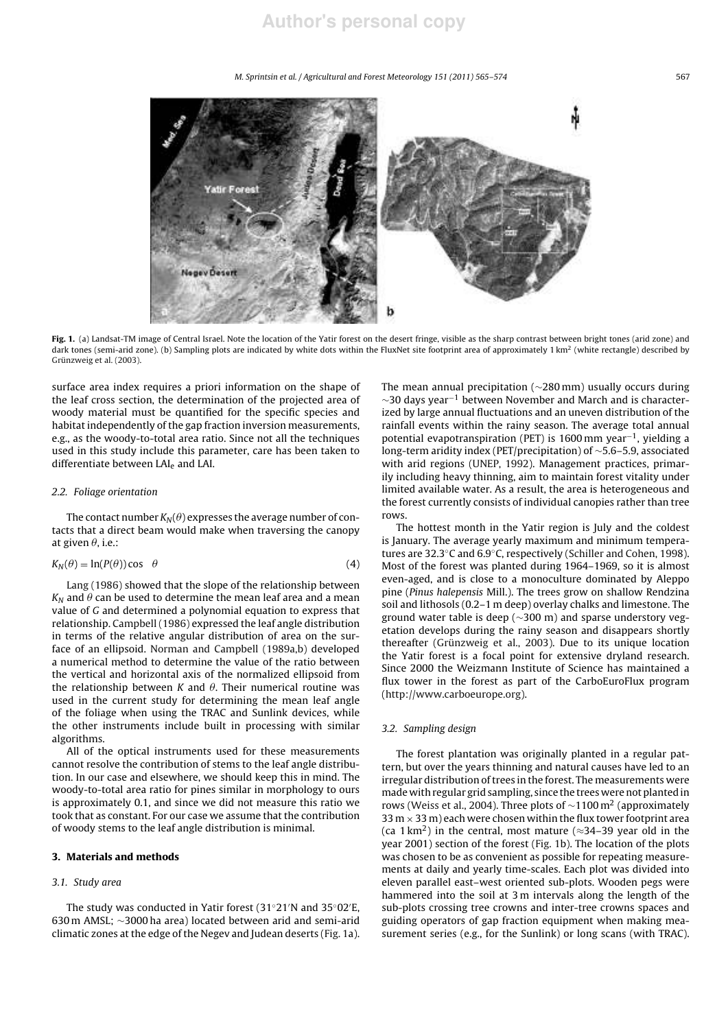**Fig. 1.** (a) Landsat-TM image of Central Israel. Note the location of the Yatir forest on the desert fringe, visible as the sharp contrast between bright tones (arid zone) and dark tones (semi-arid zone). (b) Sampling plots are indicated by white dots within the FluxNet site footprint area of approximately 1 km$^2$ (white rectangle) described by Grünzweig et al. (2003).

surface area index requires a priori information on the shape of the leaf cross section, the determination of the projected area of woody material must be quantified for the specific species and habitat independently of the gap fraction inversion measurements, e.g., as the woody-to-total area ratio. Since not all the techniques used in this study include this parameter, care has been taken to differentiate between $LAI_e$ and LAI.

### 2.2. Foliage orientation

The contact number $K_N(\theta)$ expresses the average number of contacts that a direct beam would make when traversing the canopy at given $\theta$, i.e.:

$$K_N(\theta) = \ln(P(\theta))\cos\theta \quad (4)$$

Lang (1986) showed that the slope of the relationship between $K_N$ and $\theta$ can be used to determine the mean leaf area and a mean value of $G$ and determined a polynomial equation to express that relationship. Campbell (1986) expressed the leaf angle distribution in terms of the relative angular distribution of area on the surface of an ellipsoid. Norman and Campbell (1989a,b) developed a numerical method to determine the value of the ratio between the vertical and horizontal axis of the normalized ellipsoid from the relationship between $K$ and $\theta$. Their numerical routine was used in the current study for determining the mean leaf angle of the foliage when using the TRAC and Sunlink devices, while the other instruments include built in processing with similar algorithms.

All of the optical instruments used for these measurements cannot resolve the contribution of stems to the leaf angle distribution. In our case and elsewhere, we should keep this in mind. The woody-to-total area ratio for pines similar in morphology to ours is approximately 0.1, and since we did not measure this ratio we took that as constant. For our case we assume that the contribution of woody stems to the leaf angle distribution is minimal.

## 3. Materials and methods

### 3.1. Study area

The study was conducted in Yatir forest (31°21′N and 35°02′E, 630 m AMSL; ~3000 ha area) located between arid and semi-arid climatic zones at the edge of the Negev and Judean deserts (Fig. 1a). The mean annual precipitation (~280 mm) usually occurs during ~30 days year$^{-1}$ between November and March and is characterized by large annual fluctuations and an uneven distribution of the rainfall events within the rainy season. The average total annual potential evapotranspiration (PET) is 1600 mm year$^{-1}$, yielding a long-term aridity index (PET/precipitation) of ~5.6–5.9, associated with arid regions (UNEP, 1992). Management practices, primarily including heavy thinning, aim to maintain forest vitality under limited available water. As a result, the area is heterogeneous and the forest currently consists of individual canopies rather than tree rows.

The hottest month in the Yatir region is July and the coldest is January. The average yearly maximum and minimum temperatures are 32.3°C and 6.9°C, respectively (Schiller and Cohen, 1998). Most of the forest was planted during 1964–1969, so it is almost even-aged, and is close to a monoculture dominated by Aleppo pine (*Pinus halepensis* Mill.). The trees grow on shallow Rendzina soil and lithosols (0.2–1 m deep) overlay chalks and limestone. The ground water table is deep (~300 m) and sparse understory vegetation develops during the rainy season and disappears shortly thereafter (Grünzweig et al., 2003). Due to its unique location the Yatir forest is a focal point for extensive dryland research. Since 2000 the Weizmann Institute of Science has maintained a flux tower in the forest as part of the CarboEuroFlux program (http://www.carboeurope.org).

### 3.2. Sampling design

The forest plantation was originally planted in a regular pattern, but over the years thinning and natural causes have led to an irregular distribution of trees in the forest. The measurements were made with regular grid sampling, since the trees were not planted in rows (Weiss et al., 2004). Three plots of ~1100 m$^2$ (approximately 33 m × 33 m) each were chosen within the flux tower footprint area (ca 1 km$^2$) in the central, most mature (≈34–39 year old in the year 2001) section of the forest (Fig. 1b). The location of the plots was chosen to be as convenient as possible for repeating measurements at daily and yearly time-scales. Each plot was divided into eleven parallel east–west oriented sub-plots. Wooden pegs were hammered into the soil at 3 m intervals along the length of the sub-plots crossing tree crowns and inter-tree crowns spaces and guiding operators of gap fraction equipment when making measurement series (e.g., for the Sunlink) or long scans (with TRAC).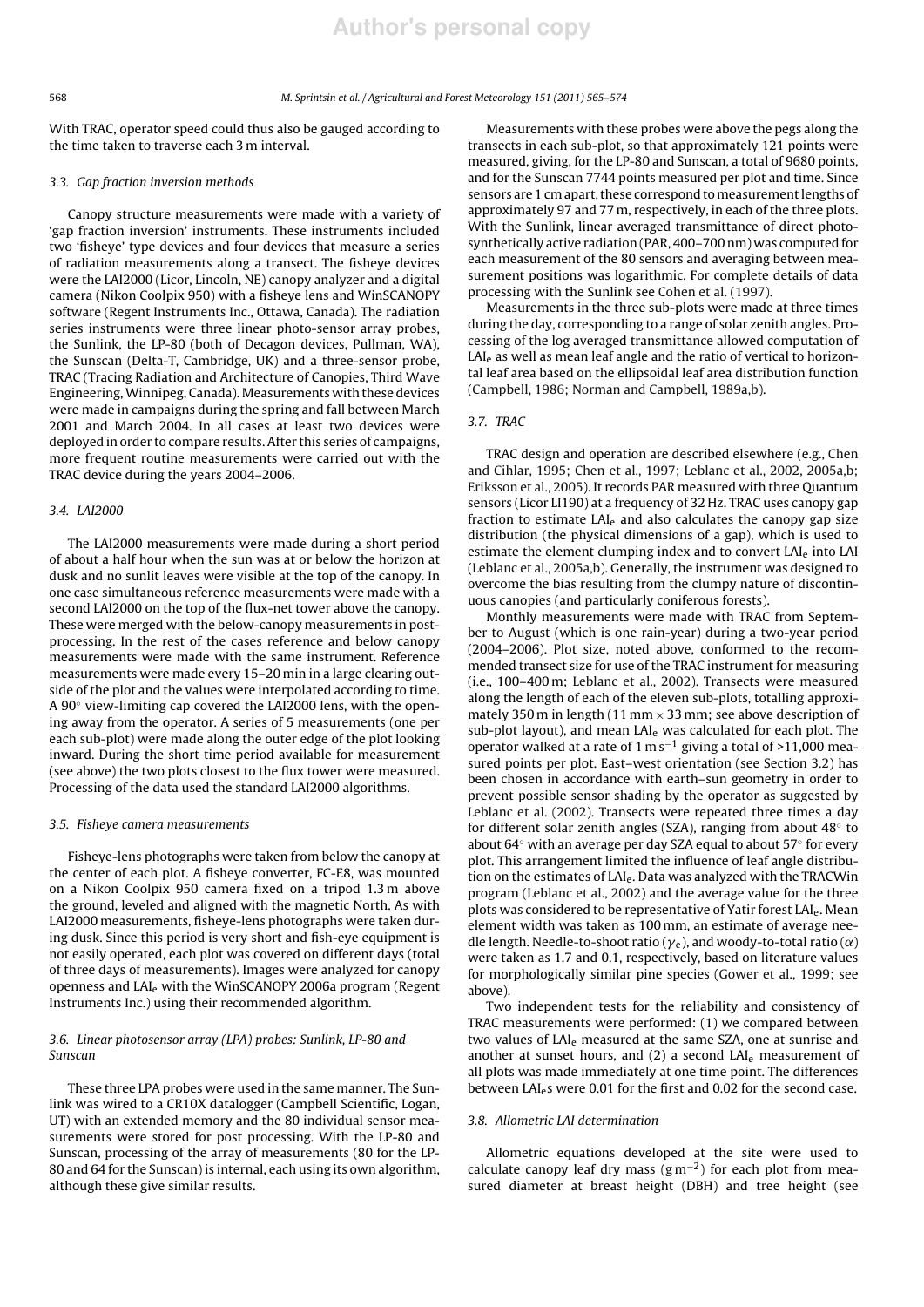With TRAC, operator speed could thus also be gauged according to the time taken to traverse each 3 m interval.

### 3.3. Gap fraction inversion methods

Canopy structure measurements were made with a variety of 'gap fraction inversion' instruments. These instruments included two 'fisheye' type devices and four devices that measure a series of radiation measurements along a transect. The fisheye devices were the LAI2000 (Licor, Lincoln, NE) canopy analyzer and a digital camera (Nikon Coolpix 950) with a fisheye lens and WinSCANOPY software (Regent Instruments Inc., Ottawa, Canada). The radiation series instruments were three linear photo-sensor array probes, the Sunlink, the LP-80 (both of Decagon devices, Pullman, WA), the Sunscan (Delta-T, Cambridge, UK) and a three-sensor probe, TRAC (Tracing Radiation and Architecture of Canopies, Third Wave Engineering, Winnipeg, Canada). Measurements with these devices were made in campaigns during the spring and fall between March 2001 and March 2004. In all cases at least two devices were deployed in order to compare results. After this series of campaigns, more frequent routine measurements were carried out with the TRAC device during the years 2004–2006.

### 3.4. LAI2000

The LAI2000 measurements were made during a short period of about a half hour when the sun was at or below the horizon at dusk and no sunlit leaves were visible at the top of the canopy. In one case simultaneous reference measurements were made with a second LAI2000 on the top of the flux-net tower above the canopy. These were merged with the below-canopy measurements in post-processing. In the rest of the cases reference and below canopy measurements were made with the same instrument. Reference measurements were made every 15–20 min in a large clearing outside of the plot and the values were interpolated according to time. A 90° view-limiting cap covered the LAI2000 lens, with the opening away from the operator. A series of 5 measurements (one per each sub-plot) were made along the outer edge of the plot looking inward. During the short time period available for measurement (see above) the two plots closest to the flux tower were measured. Processing of the data used the standard LAI2000 algorithms.

### 3.5. Fisheye camera measurements

Fisheye-lens photographs were taken from below the canopy at the center of each plot. A fisheye converter, FC-E8, was mounted on a Nikon Coolpix 950 camera fixed on a tripod 1.3 m above the ground, leveled and aligned with the magnetic North. As with LAI2000 measurements, fisheye-lens photographs were taken during dusk. Since this period is very short and fish-eye equipment is not easily operated, each plot was covered on different days (total of three days of measurements). Images were analyzed for canopy openness and $LAI_e$ with the WinSCANOPY 2006a program (Regent Instruments Inc.) using their recommended algorithm.

### 3.6. Linear photosensor array (LPA) probes: Sunlink, LP-80 and Sunscan

These three LPA probes were used in the same manner. The Sunlink was wired to a CR10X datalogger (Campbell Scientific, Logan, UT) with an extended memory and the 80 individual sensor measurements were stored for post processing. With the LP-80 and Sunscan, processing of the array of measurements (80 for the LP-80 and 64 for the Sunscan) is internal, each using its own algorithm, although these give similar results.

Measurements with these probes were above the pegs along the transects in each sub-plot, so that approximately 121 points were measured, giving, for the LP-80 and Sunscan, a total of 9680 points, and for the Sunscan 7744 points measured per plot and time. Since sensors are 1 cm apart, these correspond to measurement lengths of approximately 97 and 77 m, respectively, in each of the three plots. With the Sunlink, linear averaged transmittance of direct photosynthetically active radiation (PAR, 400–700 nm) was computed for each measurement of the 80 sensors and averaging between measurement positions was logarithmic. For complete details of data processing with the Sunlink see Cohen et al. (1997).

Measurements in the three sub-plots were made at three times during the day, corresponding to a range of solar zenith angles. Processing of the log averaged transmittance allowed computation of $LAI_e$ as well as mean leaf angle and the ratio of vertical to horizontal leaf area based on the ellipsoidal leaf area distribution function (Campbell, 1986; Norman and Campbell, 1989a,b).

### 3.7. TRAC

TRAC design and operation are described elsewhere (e.g., Chen and Cihlar, 1995; Chen et al., 1997; Leblanc et al., 2002, 2005a,b; Eriksson et al., 2005). It records PAR measured with three Quantum sensors (Licor LI190) at a frequency of 32 Hz. TRAC uses canopy gap fraction to estimate $LAI_e$ and also calculates the canopy gap size distribution (the physical dimensions of a gap), which is used to estimate the element clumping index and to convert $LAI_e$ into LAI (Leblanc et al., 2005a,b). Generally, the instrument was designed to overcome the bias resulting from the clumpy nature of discontinuous canopies (and particularly coniferous forests).

Monthly measurements were made with TRAC from September to August (which is one rain-year) during a two-year period (2004–2006). Plot size, noted above, conformed to the recommended transect size for use of the TRAC instrument for measuring (i.e., 100–400 m; Leblanc et al., 2002). Transects were measured along the length of each of the eleven sub-plots, totalling approximately 350 m in length (11 mm × 33 mm; see above description of sub-plot layout), and mean $LAI_e$ was calculated for each plot. The operator walked at a rate of 1 m s$^{-1}$ giving a total of >11,000 measured points per plot. East–west orientation (see Section 3.2) has been chosen in accordance with earth–sun geometry in order to prevent possible sensor shading by the operator as suggested by Leblanc et al. (2002). Transects were repeated three times a day for different solar zenith angles (SZA), ranging from about 48° to about 64° with an average per day SZA equal to about 57° for every plot. This arrangement limited the influence of leaf angle distribution on the estimates of $LAI_e$. Data was analyzed with the TRACWin program (Leblanc et al., 2002) and the average value for the three plots was considered to be representative of Yatir forest $LAI_e$. Mean element width was taken as 100 mm, an estimate of average needle length. Needle-to-shoot ratio ($\gamma_e$), and woody-to-total ratio ($\alpha$) were taken as 1.7 and 0.1, respectively, based on literature values for morphologically similar pine species (Gower et al., 1999; see above).

Two independent tests for the reliability and consistency of TRAC measurements were performed: (1) we compared between two values of $LAI_e$ measured at the same SZA, one at sunrise and another at sunset hours, and (2) a second $LAI_e$ measurement of all plots was made immediately at one time point. The differences between $LAI_e$s were 0.01 for the first and 0.02 for the second case.

### 3.8. Allometric LAI determination

Allometric equations developed at the site were used to calculate canopy leaf dry mass (g m$^{-2}$) for each plot from measured diameter at breast height (DBH) and tree height (see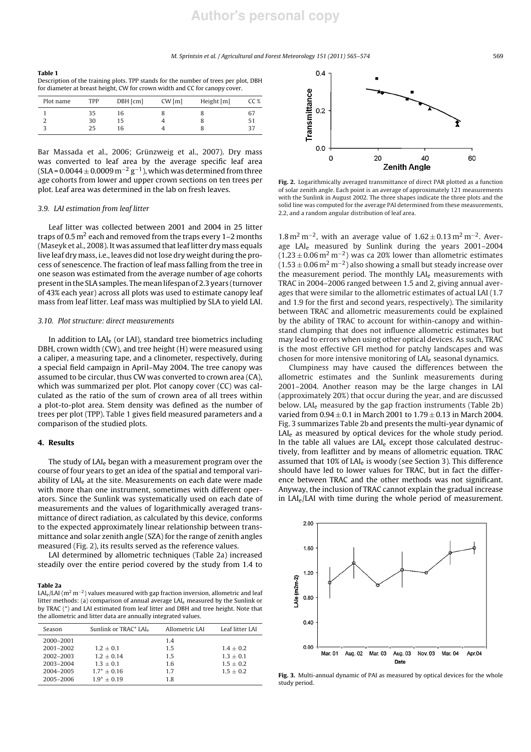**Table 1**
Description of the training plots. TPP stands for the number of trees per plot, DBH for diameter at breast height, CW for crown width and CC for canopy cover.

| Plot name | TPP | DBH [cm] | CW [m] | Height [m] | CC % |
|---|---|---|---|---|---|
| 1 | 35 | 16 | 8 | 8 | 67 |
| 2 | 30 | 15 | 4 | 8 | 51 |
| 3 | 25 | 16 | 4 | 8 | 37 |

Bar Massada et al., 2006; Grünzweig et al., 2007). Dry mass was converted to leaf area by the average specific leaf area (SLA = $0.0044 \pm 0.0009\,m^{-2}\,g^{-1}$), which was determined from three age cohorts from lower and upper crown sections on ten trees per plot. Leaf area was determined in the lab on fresh leaves.

### 3.9. LAI estimation from leaf litter

Leaf litter was collected between 2001 and 2004 in 25 litter traps of $0.5\,m^2$ each and removed from the traps every 1–2 months (Maseyk et al., 2008). It was assumed that leaf litter dry mass equals live leaf dry mass, i.e., leaves did not lose dry weight during the process of senescence. The fraction of leaf mass falling from the tree in one season was estimated from the average number of age cohorts present in the SLA samples. The mean lifespan of 2.3 years (turnover of 43% each year) across all plots was used to estimate canopy leaf mass from leaf litter. Leaf mass was multiplied by SLA to yield LAI.

### 3.10. Plot structure: direct measurements

In addition to $LAI_e$ (or LAI), standard tree biometrics including DBH, crown width (CW), and tree height (H) were measured using a caliper, a measuring tape, and a clinometer, respectively, during a special field campaign in April–May 2004. The tree canopy was assumed to be circular, thus CW was converted to crown area (CA), which was summarized per plot. Plot canopy cover (CC) was calculated as the ratio of the sum of crown area of all trees within a plot-to-plot area. Stem density was defined as the number of trees per plot (TPP). Table 1 gives field measured parameters and a comparison of the studied plots.

## 4. Results

The study of $LAI_e$ began with a measurement program over the course of four years to get an idea of the spatial and temporal variability of $LAI_e$ at the site. Measurements on each date were made with more than one instrument, sometimes with different operators. Since the Sunlink was systematically used on each date of measurements and the values of logarithmically averaged transmittance of direct radiation, as calculated by this device, conforms to the expected approximately linear relationship between transmittance and solar zenith angle (SZA) for the range of zenith angles measured (Fig. 2), its results served as the reference values.

LAI determined by allometric techniques (Table 2a) increased steadily over the entire period covered by the study from 1.4 to

**Table 2a**
$LAI_e$/LAI ($m^2\,m^{-2}$) values measured with gap fraction inversion, allometric and leaf litter methods: (a) comparison of annual average $LAI_e$ measured by the Sunlink or by TRAC (*) and LAI estimated from leaf litter and DBH and tree height. Note that the allometric and litter data are annually integrated values.

| Season | Sunlink or TRAC* $LAI_e$ | Allometric LAI | Leaf litter LAI |
|---|---|---|---|
| 2000–2001 | | 1.4 | |
| 2001–2002 | 1.2 ± 0.1 | 1.5 | 1.4 ± 0.2 |
| 2002–2003 | 1.2 ± 0.14 | 1.5 | 1.3 ± 0.1 |
| 2003–2004 | 1.3 ± 0.1 | 1.6 | 1.5 ± 0.2 |
| 2004–2005 | 1.7* ± 0.16 | 1.7 | 1.5 ± 0.2 |
| 2005–2006 | 1.9* ± 0.19 | 1.8 | |

**Fig. 2.** Logarithmically averaged transmittance of direct PAR plotted as a function of solar zenith angle. Each point is an average of approximately 121 measurements with the Sunlink in August 2002. The three shapes indicate the three plots and the solid line was computed for the average PAI determined from these measurements, 2.2, and a random angular distribution of leaf area.

$1.8\,m^2\,m^{-2}$, with an average value of $1.62 \pm 0.13\,m^2\,m^{-2}$. Average $LAI_e$ measured by Sunlink during the years 2001–2004 ($1.23 \pm 0.06\,m^2\,m^{-2}$) was ca 20% lower than allometric estimates ($1.53 \pm 0.06\,m^2\,m^{-2}$) also showing a small but steady increase over the measurement period. The monthly $LAI_e$ measurements with TRAC in 2004–2006 ranged between 1.5 and 2, giving annual averages that were similar to the allometric estimates of actual LAI (1.7 and 1.9 for the first and second years, respectively). The similarity between TRAC and allometric measurements could be explained by the ability of TRAC to account for within-canopy and within-stand clumping that does not influence allometric estimates but may lead to errors when using other optical devices. As such, TRAC is the most effective GFI method for patchy landscapes and was chosen for more intensive monitoring of $LAI_e$ seasonal dynamics.

Clumpiness may have caused the differences between the allometric estimates and the Sunlink measurements during 2001–2004. Another reason may be the large changes in LAI (approximately 20%) that occur during the year, and are discussed below. $LAI_e$ measured by the gap fraction instruments (Table 2b) varied from $0.94 \pm 0.1$ in March 2001 to $1.79 \pm 0.13$ in March 2004. Fig. 3 summarizes Table 2b and presents the multi-year dynamic of $LAI_e$ as measured by optical devices for the whole study period. In the table all values are $LAI_e$ except those calculated destructively, from leaflitter and by means of allometric equation. TRAC assumed that 10% of $LAI_e$ is woody (see Section 3). This difference should have led to lower values for TRAC, but in fact the difference between TRAC and the other methods was not significant. Anyway, the inclusion of TRAC cannot explain the gradual increase in $LAI_e$/LAI with time during the whole period of measurement.

**Fig. 3.** Multi-annual dynamic of PAI as measured by optical devices for the whole study period.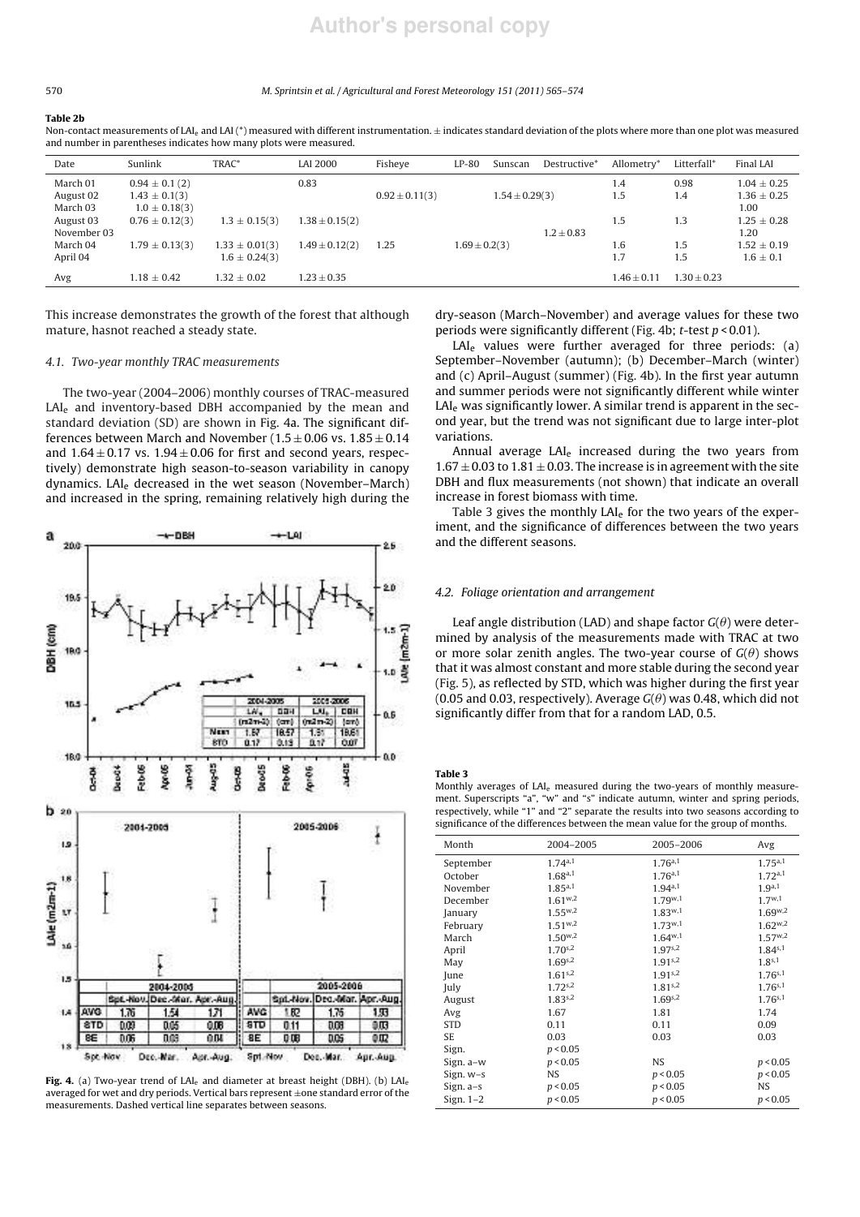**Table 2b**
Non-contact measurements of $LAI_e$ and LAI (*) measured with different instrumentation. ± indicates standard deviation of the plots where more than one plot was measured and number in parentheses indicates how many plots were measured.

| Date | Sunlink | TRAC* | LAI 2000 | Fisheye | LP-80 | Sunscan | Destructive* | Allometry* | Litterfall* | Final LAI |
|---|---|---|---|---|---|---|---|---|---|---|
| March 01 | 0.94 ± 0.1 (2) | | 0.83 | | | | | 1.4 | 0.98 | 1.04 ± 0.25 |
| August 02 | 1.43 ± 0.1(3) | | | 0.92 ± 0.11(3) | | 1.54 ± 0.29(3) | | 1.5 | 1.4 | 1.36 ± 0.25 |
| March 03 | 1.0 ± 0.18(3) | | | | | | | | | 1.00 |
| August 03 | 0.76 ± 0.12(3) | 1.3 ± 0.15(3) | 1.38 ± 0.15(2) | | | | | 1.5 | 1.3 | 1.25 ± 0.28 |
| November 03 | | | | | | | 1.2 ± 0.83 | | | 1.20 |
| March 04 | 1.79 ± 0.13(3) | 1.33 ± 0.01(3) | 1.49 ± 0.12(2) | 1.25 | 1.69 ± 0.2(3) | | | 1.6 | 1.5 | 1.52 ± 0.19 |
| April 04 | | 1.6 ± 0.24(3) | | | | | | 1.7 | 1.5 | 1.6 ± 0.1 |
| Avg | 1.18 ± 0.42 | 1.32 ± 0.02 | 1.23 ± 0.35 | | | | | 1.46 ± 0.11 | 1.30 ± 0.23 | |

This increase demonstrates the growth of the forest that although mature, hasnot reached a steady state.

### 4.1. Two-year monthly TRAC measurements

The two-year (2004–2006) monthly courses of TRAC-measured $LAI_e$ and inventory-based DBH accompanied by the mean and standard deviation (SD) are shown in Fig. 4a. The significant differences between March and November ($1.5 \pm 0.06$ vs. $1.85 \pm 0.14$ and $1.64 \pm 0.17$ vs. $1.94 \pm 0.06$ for first and second years, respectively) demonstrate high season-to-season variability in canopy dynamics. $LAI_e$ decreased in the wet season (November–March) and increased in the spring, remaining relatively high during the dry-season (March–November) and average values for these two periods were significantly different (Fig. 4b; $t$-test $p < 0.01$).

$LAI_e$ values were further averaged for three periods: (a) September–November (autumn); (b) December–March (winter) and (c) April–August (summer) (Fig. 4b). In the first year autumn and summer periods were not significantly different while winter $LAI_e$ was significantly lower. A similar trend is apparent in the second year, but the trend was not significant due to large inter-plot variations.

Annual average $LAI_e$ increased during the two years from $1.67 \pm 0.03$ to $1.81 \pm 0.03$. The increase is in agreement with the site DBH and flux measurements (not shown) that indicate an overall increase in forest biomass with time.

Table 3 gives the monthly $LAI_e$ for the two years of the experiment, and the significance of differences between the two years and the different seasons.

**Fig. 4.** (a) Two-year trend of $LAI_e$ and diameter at breast height (DBH). (b) $LAI_e$ averaged for wet and dry periods. Vertical bars represent ±one standard error of the measurements. Dashed vertical line separates between seasons.

### 4.2. Foliage orientation and arrangement

Leaf angle distribution (LAD) and shape factor $G(\theta)$ were determined by analysis of the measurements made with TRAC at two or more solar zenith angles. The two-year course of $G(\theta)$ shows that it was almost constant and more stable during the second year (Fig. 5), as reflected by STD, which was higher during the first year (0.05 and 0.03, respectively). Average $G(\theta)$ was 0.48, which did not significantly differ from that for a random LAD, 0.5.

**Table 3**
Monthly averages of $LAI_e$ measured during the two-years of monthly measurement. Superscripts "a", "w" and "s" indicate autumn, winter and spring periods, respectively, while "1" and "2" separate the results into two seasons according to significance of the differences between the mean value for the group of months.

| Month | 2004–2005 | 2005–2006 | Avg |
|---|---|---|---|
| September | $1.74^{a,1}$ | $1.76^{a,1}$ | $1.75^{a,1}$ |
| October | $1.68^{a,1}$ | $1.76^{a,1}$ | $1.72^{a,1}$ |
| November | $1.85^{a,1}$ | $1.94^{a,1}$ | $1.9^{a,1}$ |
| December | $1.61^{w,2}$ | $1.79^{w,1}$ | $1.7^{w,1}$ |
| January | $1.55^{w,2}$ | $1.83^{w,1}$ | $1.69^{w,2}$ |
| February | $1.51^{w,2}$ | $1.73^{w,1}$ | $1.62^{w,2}$ |
| March | $1.50^{w,2}$ | $1.64^{w,1}$ | $1.57^{w,2}$ |
| April | $1.70^{s,2}$ | $1.97^{s,2}$ | $1.84^{s,1}$ |
| May | $1.69^{s,2}$ | $1.91^{s,2}$ | $1.8^{s,1}$ |
| June | $1.61^{s,2}$ | $1.91^{s,2}$ | $1.76^{s,1}$ |
| July | $1.72^{s,2}$ | $1.81^{s,2}$ | $1.76^{s,1}$ |
| August | $1.83^{s,2}$ | $1.69^{s,2}$ | $1.76^{s,1}$ |
| Avg | 1.67 | 1.81 | 1.74 |
| STD | 0.11 | 0.11 | 0.09 |
| SE | 0.03 | 0.03 | 0.03 |
| Sign. | $p < 0.05$ | | |
| Sign. a–w | $p < 0.05$ | NS | $p < 0.05$ |
| Sign. w–s | NS | $p < 0.05$ | $p < 0.05$ |
| Sign. a–s | $p < 0.05$ | $p < 0.05$ | NS |
| Sign. 1–2 | $p < 0.05$ | $p < 0.05$ | $p < 0.05$ |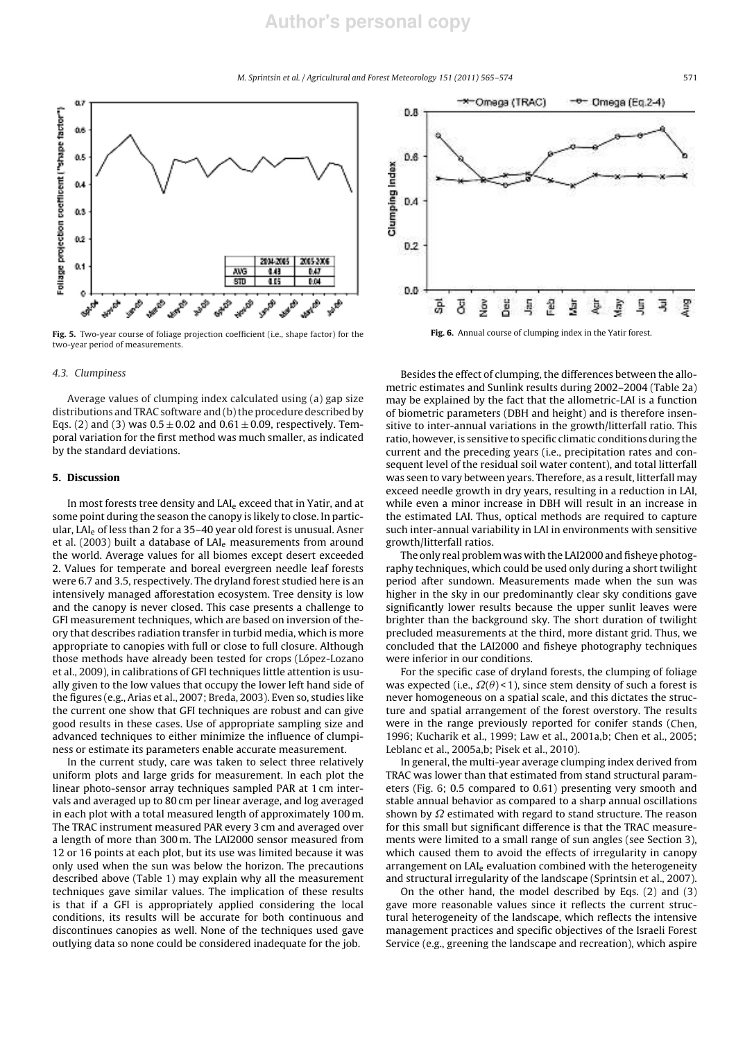Fig. 5. Two-year course of foliage projection coefficient (i.e., shape factor) for the two-year period of measurements.

Fig. 6. Annual course of clumping index in the Yatir forest.

### 4.3. Clumpiness

Average values of clumping index calculated using (a) gap size distributions and TRAC software and (b) the procedure described by Eqs. (2) and (3) was $0.5 \pm 0.02$ and $0.61 \pm 0.09$, respectively. Temporal variation for the first method was much smaller, as indicated by the standard deviations.

## 5. Discussion

In most forests tree density and $LAI_e$ exceed that in Yatir, and at some point during the season the canopy is likely to close. In particular, $LAI_e$ of less than 2 for a 35–40 year old forest is unusual. Asner et al. (2003) built a database of $LAI_e$ measurements from around the world. Average values for all biomes except desert exceeded 2. Values for temperate and boreal evergreen needle leaf forests were 6.7 and 3.5, respectively. The dryland forest studied here is an intensively managed afforestation ecosystem. Tree density is low and the canopy is never closed. This case presents a challenge to GFI measurement techniques, which are based on inversion of theory that describes radiation transfer in turbid media, which is more appropriate to canopies with full or close to full closure. Although those methods have already been tested for crops (López-Lozano et al., 2009), in calibrations of GFI techniques little attention is usually given to the low values that occupy the lower left hand side of the figures (e.g., Arias et al., 2007; Breda, 2003). Even so, studies like the current one show that GFI techniques are robust and can give good results in these cases. Use of appropriate sampling size and advanced techniques to either minimize the influence of clumpiness or estimate its parameters enable accurate measurement.

In the current study, care was taken to select three relatively uniform plots and large grids for measurement. In each plot the linear photo-sensor array techniques sampled PAR at 1 cm intervals and averaged up to 80 cm per linear average, and log averaged in each plot with a total measured length of approximately 100 m. The TRAC instrument measured PAR every 3 cm and averaged over a length of more than 300 m. The LAI2000 sensor measured from 12 or 16 points at each plot, but its use was limited because it was only used when the sun was below the horizon. The precautions described above (Table 1) may explain why all the measurement techniques gave similar values. The implication of these results is that if a GFI is appropriately applied considering the local conditions, its results will be accurate for both continuous and discontinues canopies as well. None of the techniques used gave outlying data so none could be considered inadequate for the job.

Besides the effect of clumping, the differences between the allometric estimates and Sunlink results during 2002–2004 (Table 2a) may be explained by the fact that the allometric-LAI is a function of biometric parameters (DBH and height) and is therefore insensitive to inter-annual variations in the growth/litterfall ratio. This ratio, however, is sensitive to specific climatic conditions during the current and the preceding years (i.e., precipitation rates and consequent level of the residual soil water content), and total litterfall was seen to vary between years. Therefore, as a result, litterfall may exceed needle growth in dry years, resulting in a reduction in LAI, while even a minor increase in DBH will result in an increase in the estimated LAI. Thus, optical methods are required to capture such inter-annual variability in LAI in environments with sensitive growth/litterfall ratios.

The only real problem was with the LAI2000 and fisheye photography techniques, which could be used only during a short twilight period after sundown. Measurements made when the sun was higher in the sky in our predominantly clear sky conditions gave significantly lower results because the upper sunlit leaves were brighter than the background sky. The short duration of twilight precluded measurements at the third, more distant grid. Thus, we concluded that the LAI2000 and fisheye photography techniques were inferior in our conditions.

For the specific case of dryland forests, the clumping of foliage was expected (i.e., $\Omega(\theta) < 1$), since stem density of such a forest is never homogeneous on a spatial scale, and this dictates the structure and spatial arrangement of the forest overstory. The results were in the range previously reported for conifer stands (Chen, 1996; Kucharik et al., 1999; Law et al., 2001a,b; Chen et al., 2005; Leblanc et al., 2005a,b; Pisek et al., 2010).

In general, the multi-year average clumping index derived from TRAC was lower than that estimated from stand structural parameters (Fig. 6; 0.5 compared to 0.61) presenting very smooth and stable annual behavior as compared to a sharp annual oscillations shown by $\Omega$ estimated with regard to stand structure. The reason for this small but significant difference is that the TRAC measurements were limited to a small range of sun angles (see Section 3), which caused them to avoid the effects of irregularity in canopy arrangement on $LAI_e$ evaluation combined with the heterogeneity and structural irregularity of the landscape (Sprintsin et al., 2007).

On the other hand, the model described by Eqs. (2) and (3) gave more reasonable values since it reflects the current structural heterogeneity of the landscape, which reflects the intensive management practices and specific objectives of the Israeli Forest Service (e.g., greening the landscape and recreation), which aspire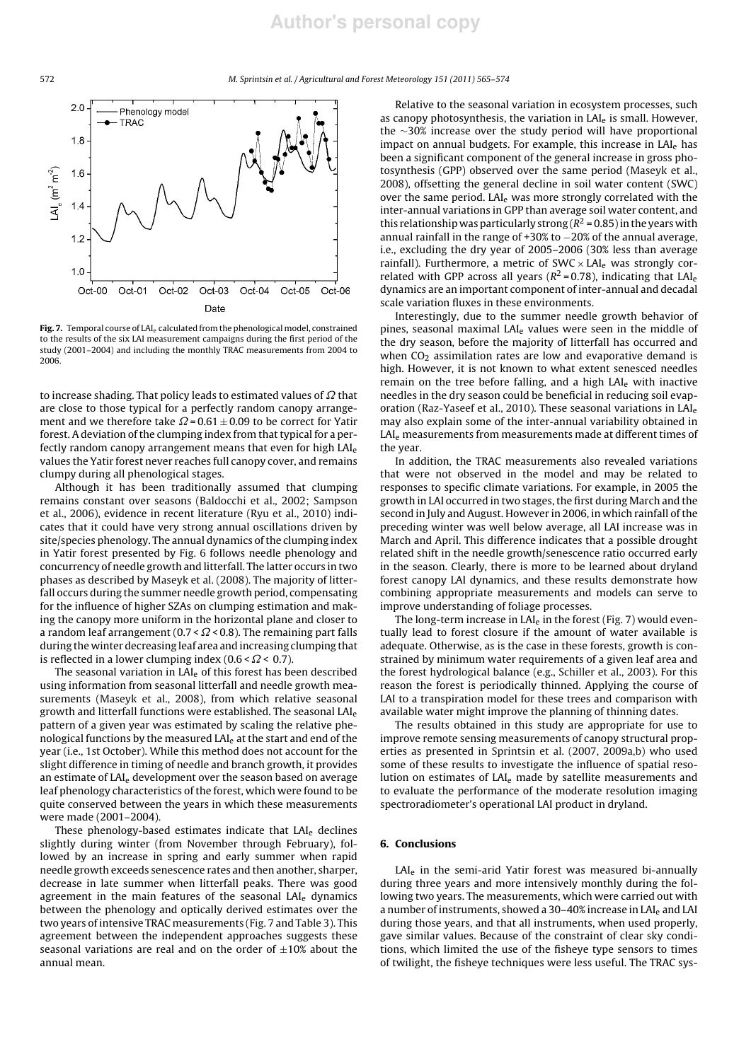Fig. 7. Temporal course of $LAI_e$ calculated from the phenological model, constrained to the results of the six LAI measurement campaigns during the first period of the study (2001–2004) and including the monthly TRAC measurements from 2004 to 2006.

to increase shading. That policy leads to estimated values of $\Omega$ that are close to those typical for a perfectly random canopy arrangement and we therefore take $\Omega = 0.61 \pm 0.09$ to be correct for Yatir forest. A deviation of the clumping index from that typical for a perfectly random canopy arrangement means that even for high $LAI_e$ values the Yatir forest never reaches full canopy cover, and remains clumpy during all phenological stages.

Although it has been traditionally assumed that clumping remains constant over seasons (Baldocchi et al., 2002; Sampson et al., 2006), evidence in recent literature (Ryu et al., 2010) indicates that it could have very strong annual oscillations driven by site/species phenology. The annual dynamics of the clumping index in Yatir forest presented by Fig. 6 follows needle phenology and concurrency of needle growth and litterfall. The latter occurs in two phases as described by Maseyk et al. (2008). The majority of litterfall occurs during the summer needle growth period, compensating for the influence of higher SZAs on clumping estimation and making the canopy more uniform in the horizontal plane and closer to a random leaf arrangement ($0.7 < \Omega < 0.8$). The remaining part falls during the winter decreasing leaf area and increasing clumping that is reflected in a lower clumping index ($0.6 < \Omega < 0.7$).

The seasonal variation in $LAI_e$ of this forest has been described using information from seasonal litterfall and needle growth measurements (Maseyk et al., 2008), from which relative seasonal growth and litterfall functions were established. The seasonal $LAI_e$ pattern of a given year was estimated by scaling the relative phenological functions by the measured $LAI_e$ at the start and end of the year (i.e., 1st October). While this method does not account for the slight difference in timing of needle and branch growth, it provides an estimate of $LAI_e$ development over the season based on average leaf phenology characteristics of the forest, which were found to be quite conserved between the years in which these measurements were made (2001–2004).

These phenology-based estimates indicate that $LAI_e$ declines slightly during winter (from November through February), followed by an increase in spring and early summer when rapid needle growth exceeds senescence rates and then another, sharper, decrease in late summer when litterfall peaks. There was good agreement in the main features of the seasonal $LAI_e$ dynamics between the phenology and optically derived estimates over the two years of intensive TRAC measurements (Fig. 7 and Table 3). This agreement between the independent approaches suggests these seasonal variations are real and on the order of $\pm 10\%$ about the annual mean.

Relative to the seasonal variation in ecosystem processes, such as canopy photosynthesis, the variation in $LAI_e$ is small. However, the ~30% increase over the study period will have proportional impact on annual budgets. For example, this increase in $LAI_e$ has been a significant component of the general increase in gross photosynthesis (GPP) observed over the same period (Maseyk et al., 2008), offsetting the general decline in soil water content (SWC) over the same period. $LAI_e$ was more strongly correlated with the inter-annual variations in GPP than average soil water content, and this relationship was particularly strong ($R^2 = 0.85$) in the years with annual rainfall in the range of +30% to −20% of the annual average, i.e., excluding the dry year of 2005–2006 (30% less than average rainfall). Furthermore, a metric of $SWC \times LAI_e$ was strongly correlated with GPP across all years ($R^2 = 0.78$), indicating that $LAI_e$ dynamics are an important component of inter-annual and decadal scale variation fluxes in these environments.

Interestingly, due to the summer needle growth behavior of pines, seasonal maximal $LAI_e$ values were seen in the middle of the dry season, before the majority of litterfall has occurred and when $CO_2$ assimilation rates are low and evaporative demand is high. However, it is not known to what extent senesced needles remain on the tree before falling, and a high $LAI_e$ with inactive needles in the dry season could be beneficial in reducing soil evaporation (Raz-Yaseef et al., 2010). These seasonal variations in $LAI_e$ may also explain some of the inter-annual variability obtained in $LAI_e$ measurements from measurements made at different times of the year.

In addition, the TRAC measurements also revealed variations that were not observed in the model and may be related to responses to specific climate variations. For example, in 2005 the growth in LAI occurred in two stages, the first during March and the second in July and August. However in 2006, in which rainfall of the preceding winter was well below average, all LAI increase was in March and April. This difference indicates that a possible drought related shift in the needle growth/senescence ratio occurred early in the season. Clearly, there is more to be learned about dryland forest canopy LAI dynamics, and these results demonstrate how combining appropriate measurements and models can serve to improve understanding of foliage processes.

The long-term increase in $LAI_e$ in the forest (Fig. 7) would eventually lead to forest closure if the amount of water available is adequate. Otherwise, as is the case in these forests, growth is constrained by minimum water requirements of a given leaf area and the forest hydrological balance (e.g., Schiller et al., 2003). For this reason the forest is periodically thinned. Applying the course of LAI to a transpiration model for these trees and comparison with available water might improve the planning of thinning dates.

The results obtained in this study are appropriate for use to improve remote sensing measurements of canopy structural properties as presented in Sprintsin et al. (2007, 2009a,b) who used some of these results to investigate the influence of spatial resolution on estimates of $LAI_e$ made by satellite measurements and to evaluate the performance of the moderate resolution imaging spectroradiometer's operational LAI product in dryland.

## 6. Conclusions

$LAI_e$ in the semi-arid Yatir forest was measured bi-annually during three years and more intensively monthly during the following two years. The measurements, which were carried out with a number of instruments, showed a 30–40% increase in $LAI_e$ and LAI during those years, and that all instruments, when used properly, gave similar values. Because of the constraint of clear sky conditions, which limited the use of the fisheye type sensors to times of twilight, the fisheye techniques were less useful. The TRAC sys-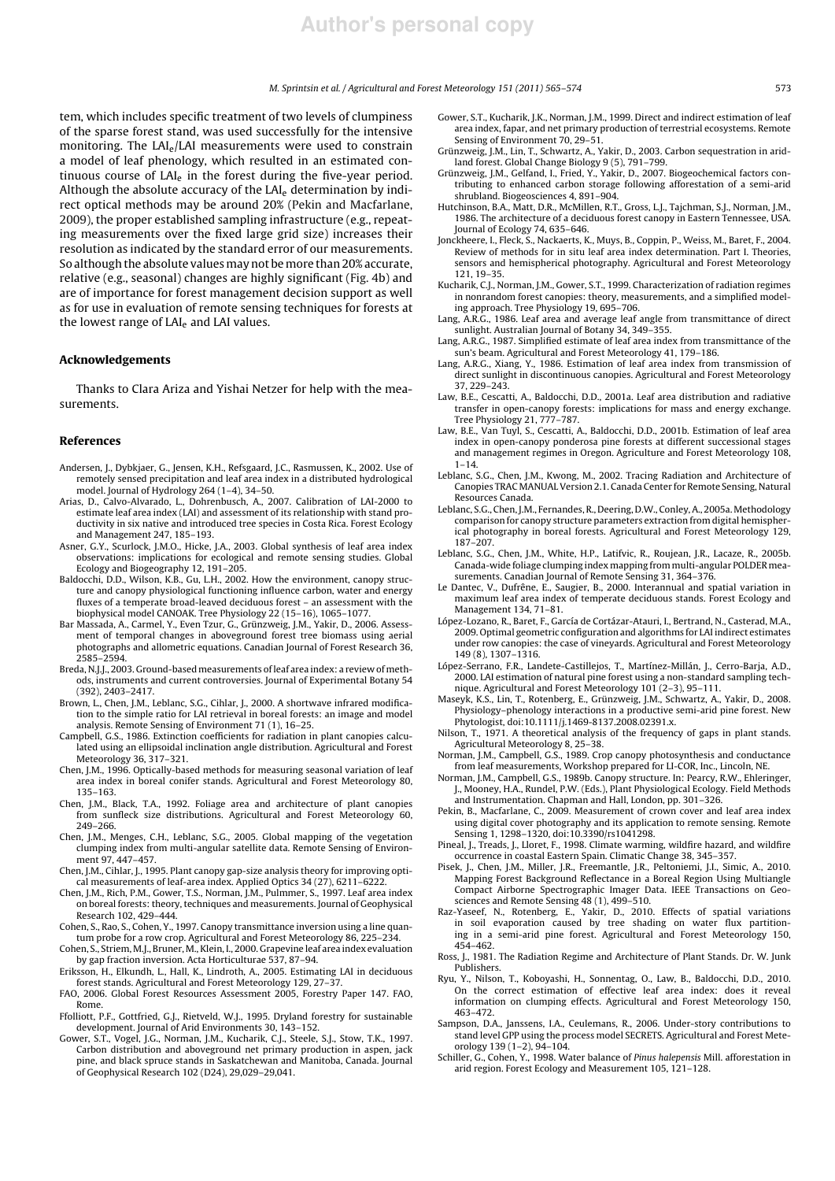tem, which includes specific treatment of two levels of clumpiness of the sparse forest stand, was used successfully for the intensive monitoring. The $LAI_e$/LAI measurements were used to constrain a model of leaf phenology, which resulted in an estimated continuous course of $LAI_e$ in the forest during the five-year period. Although the absolute accuracy of the $LAI_e$ determination by indirect optical methods may be around 20% (Pekin and Macfarlane, 2009), the proper established sampling infrastructure (e.g., repeating measurements over the fixed large grid size) increases their resolution as indicated by the standard error of our measurements. So although the absolute values may not be more than 20% accurate, relative (e.g., seasonal) changes are highly significant (Fig. 4b) and are of importance for forest management decision support as well as for use in evaluation of remote sensing techniques for forests at the lowest range of $LAI_e$ and LAI values.

## Acknowledgements

Thanks to Clara Ariza and Yishai Netzer for help with the measurements.

## References

Andersen, J., Dybkjaer, G., Jensen, K.H., Refsgaard, J.C., Rasmussen, K., 2002. Use of remotely sensed precipitation and leaf area index in a distributed hydrological model. Journal of Hydrology 264 (1–4), 34–50.

Arias, D., Calvo-Alvarado, L., Dohrenbusch, A., 2007. Calibration of LAI-2000 to estimate leaf area index (LAI) and assessment of its relationship with stand productivity in six native and introduced tree species in Costa Rica. Forest Ecology and Management 247, 185–193.

Asner, G.Y., Scurlock, J.M.O., Hicke, J.A., 2003. Global synthesis of leaf area index observations: implications for ecological and remote sensing studies. Global Ecology and Biogeography 12, 191–205.

Baldocchi, D.D., Wilson, K.B., Gu, L.H., 2002. How the environment, canopy structure and canopy physiological functioning influence carbon, water and energy fluxes of a temperate broad-leaved deciduous forest – an assessment with the biophysical model CANOAK. Tree Physiology 22 (15–16), 1065–1077.

Bar Massada, A., Carmel, Y., Even Tzur, G., Grünzweig, J.M., Yakir, D., 2006. Assessment of temporal changes in aboveground forest tree biomass using aerial photographs and allometric equations. Canadian Journal of Forest Research 36, 2585–2594.

Breda, N.J.J., 2003. Ground-based measurements of leaf area index: a review of methods, instruments and current controversies. Journal of Experimental Botany 54 (392), 2403–2417.

Brown, L., Chen, J.M., Leblanc, S.G., Cihlar, J., 2000. A shortwave infrared modification to the simple ratio for LAI retrieval in boreal forests: an image and model analysis. Remote Sensing of Environment 71 (1), 16–25.

Campbell, G.S., 1986. Extinction coefficients for radiation in plant canopies calculated using an ellipsoidal inclination angle distribution. Agricultural and Forest Meteorology 36, 317–321.

Chen, J.M., 1996. Optically-based methods for measuring seasonal variation of leaf area index in boreal conifer stands. Agricultural and Forest Meteorology 80, 135–163.

Chen, J.M., Black, T.A., 1992. Foliage area and architecture of plant canopies from sunfleck size distributions. Agricultural and Forest Meteorology 60, 249–266.

Chen, J.M., Menges, C.H., Leblanc, S.G., 2005. Global mapping of the vegetation clumping index from multi-angular satellite data. Remote Sensing of Environment 97, 447–457.

Chen, J.M., Cihlar, J., 1995. Plant canopy gap-size analysis theory for improving optical measurements of leaf-area index. Applied Optics 34 (27), 6211–6222.

Chen, J.M., Rich, P.M., Gower, T.S., Norman, J.M., Pulmmer, S., 1997. Leaf area index on boreal forests: theory, techniques and measurements. Journal of Geophysical Research 102, 429–444.

Cohen, S., Rao, S., Cohen, Y., 1997. Canopy transmittance inversion using a line quantum probe for a row crop. Agricultural and Forest Meteorology 86, 225–234.

Cohen, S., Striem, M.J., Bruner, M., Klein, I., 2000. Grapevine leaf area index evaluation by gap fraction inversion. Acta Horticulturae 537, 87–94.

Eriksson, H., Elkundh, L., Hall, K., Lindroth, A., 2005. Estimating LAI in deciduous forest stands. Agricultural and Forest Meteorology 129, 27–37.

FAO, 2006. Global Forest Resources Assessment 2005, Forestry Paper 147. FAO, Rome.

Ffolliott, P.F., Gottfried, G.J., Rietveld, W.J., 1995. Dryland forestry for sustainable development. Journal of Arid Environments 30, 143–152.

Gower, S.T., Vogel, J.G., Norman, J.M., Kucharik, C.J., Steele, S.J., Stow, T.K., 1997. Carbon distribution and aboveground net primary production in aspen, jack pine, and black spruce stands in Saskatchewan and Manitoba, Canada. Journal of Geophysical Research 102 (D24), 29,029–29,041.

Gower, S.T., Kucharik, J.K., Norman, J.M., 1999. Direct and indirect estimation of leaf area index, fapar, and net primary production of terrestrial ecosystems. Remote Sensing of Environment 70, 29–51.

Grünzweig, J.M., Lin, T., Schwartz, A., Yakir, D., 2003. Carbon sequestration in arid-land forest. Global Change Biology 9 (5), 791–799.

Grünzweig, J.M., Gelfand, I., Fried, Y., Yakir, D., 2007. Biogeochemical factors contributing to enhanced carbon storage following afforestation of a semi-arid shrubland. Biogeosciences 4, 891–904.

Hutchinson, B.A., Matt, D.R., McMillen, R.T., Gross, L.J., Tajchman, S.J., Norman, J.M., 1986. The architecture of a deciduous forest canopy in Eastern Tennessee, USA. Journal of Ecology 74, 635–646.

Jonckheere, I., Fleck, S., Nackaerts, K., Muys, B., Coppin, P., Weiss, M., Baret, F., 2004. Review of methods for in situ leaf area index determination. Part I. Theories, sensors and hemispherical photography. Agricultural and Forest Meteorology 121, 19–35.

Kucharik, C.J., Norman, J.M., Gower, S.T., 1999. Characterization of radiation regimes in nonrandom forest canopies: theory, measurements, and a simplified modeling approach. Tree Physiology 19, 695–706.

Lang, A.R.G., 1986. Leaf area and average leaf angle from transmittance of direct sunlight. Australian Journal of Botany 34, 349–355.

Lang, A.R.G., 1987. Simplified estimate of leaf area index from transmittance of the sun's beam. Agricultural and Forest Meteorology 41, 179–186.

Lang, A.R.G., Xiang, Y., 1986. Estimation of leaf area index from transmission of direct sunlight in discontinuous canopies. Agricultural and Forest Meteorology 37, 229–243.

Law, B.E., Cescatti, A., Baldocchi, D.D., 2001a. Leaf area distribution and radiative transfer in open-canopy forests: implications for mass and energy exchange. Tree Physiology 21, 777–787.

Law, B.E., Van Tuyl, S., Cescatti, A., Baldocchi, D.D., 2001b. Estimation of leaf area index in open-canopy ponderosa pine forests at different successional stages and management regimes in Oregon. Agriculture and Forest Meteorology 108, 1–14.

Leblanc, S.G., Chen, J.M., Kwong, M., 2002. Tracing Radiation and Architecture of Canopies TRAC MANUAL Version 2.1. Canada Center for Remote Sensing, Natural Resources Canada.

Leblanc, S.G., Chen, J.M., Fernandes, R., Deering, D.W., Conley, A., 2005a. Methodology comparison for canopy structure parameters extraction from digital hemispherical photography in boreal forests. Agricultural and Forest Meteorology 129, 187–207.

Leblanc, S.G., Chen, J.M., White, H.P., Latifvic, R., Roujean, J.R., Lacaze, R., 2005b. Canada-wide foliage clumping index mapping from multi-angular POLDER measurements. Canadian Journal of Remote Sensing 31, 364–376.

Le Dantec, V., Dufrêne, E., Saugier, B., 2000. Interannual and spatial variation in maximum leaf area index of temperate deciduous stands. Forest Ecology and Management 134, 71–81.

López-Lozano, R., Baret, F., García de Cortázar-Atauri, I., Bertrand, N., Casterad, M.A., 2009. Optimal geometric configuration and algorithms for LAI indirect estimates under row canopies: the case of vineyards. Agricultural and Forest Meteorology 149 (8), 1307–1316.

López-Serrano, F.R., Landete-Castillejos, T., Martínez-Millán, J., Cerro-Barja, A.D., 2000. LAI estimation of natural pine forest using a non-standard sampling technique. Agricultural and Forest Meteorology 101 (2–3), 95–111.

Maseyk, K.S., Lin, T., Rotenberg, E., Grünzweig, J.M., Schwartz, A., Yakir, D., 2008. Physiology–phenology interactions in a productive semi-arid pine forest. New Phytologist, doi:10.1111/j.1469-8137.2008.02391.x.

Nilson, T., 1971. A theoretical analysis of the frequency of gaps in plant stands. Agricultural Meteorology 8, 25–38.

Norman, J.M., Campbell, G.S., 1989. Crop canopy photosynthesis and conductance from leaf measurements, Workshop prepared for LI-COR, Inc., Lincoln, NE.

Norman, J.M., Campbell, G.S., 1989b. Canopy structure. In: Pearcy, R.W., Ehleringer, J., Mooney, H.A., Rundel, P.W. (Eds.), Plant Physiological Ecology. Field Methods and Instrumentation. Chapman and Hall, London, pp. 301–326.

Pekin, B., Macfarlane, C., 2009. Measurement of crown cover and leaf area index using digital cover photography and its application to remote sensing. Remote Sensing 1, 1298–1320, doi:10.3390/rs1041298.

Pineal, J., Treads, J., Lloret, F., 1998. Climate warming, wildfire hazard, and wildfire occurrence in coastal Eastern Spain. Climatic Change 38, 345–357.

Pisek, J., Chen, J.M., Miller, J.R., Freemantle, J.R., Peltoniemi, J.I., Simic, A., 2010. Mapping Forest Background Reflectance in a Boreal Region Using Multiangle Compact Airborne Spectrographic Imager Data. IEEE Transactions on Geosciences and Remote Sensing 48 (1), 499–510.

Raz-Yaseef, N., Rotenberg, E., Yakir, D., 2010. Effects of spatial variations in soil evaporation caused by tree shading on water flux partitioning in a semi-arid pine forest. Agricultural and Forest Meteorology 150, 454–462.

Ross, J., 1981. The Radiation Regime and Architecture of Plant Stands. Dr. W. Junk Publishers.

Ryu, Y., Nilson, T., Koboyashi, H., Sonnentag, O., Law, B., Baldocchi, D.D., 2010. On the correct estimation of effective leaf area index: does it reveal information on clumping effects. Agricultural and Forest Meteorology 150, 463–472.

Sampson, D.A., Janssens, I.A., Ceulemans, R., 2006. Under-story contributions to stand level GPP using the process model SECRETS. Agricultural and Forest Meteorology 139 (1–2), 94–104.

Schiller, G., Cohen, Y., 1998. Water balance of *Pinus halepensis* Mill. afforestation in arid region. Forest Ecology and Measurement 105, 121–128.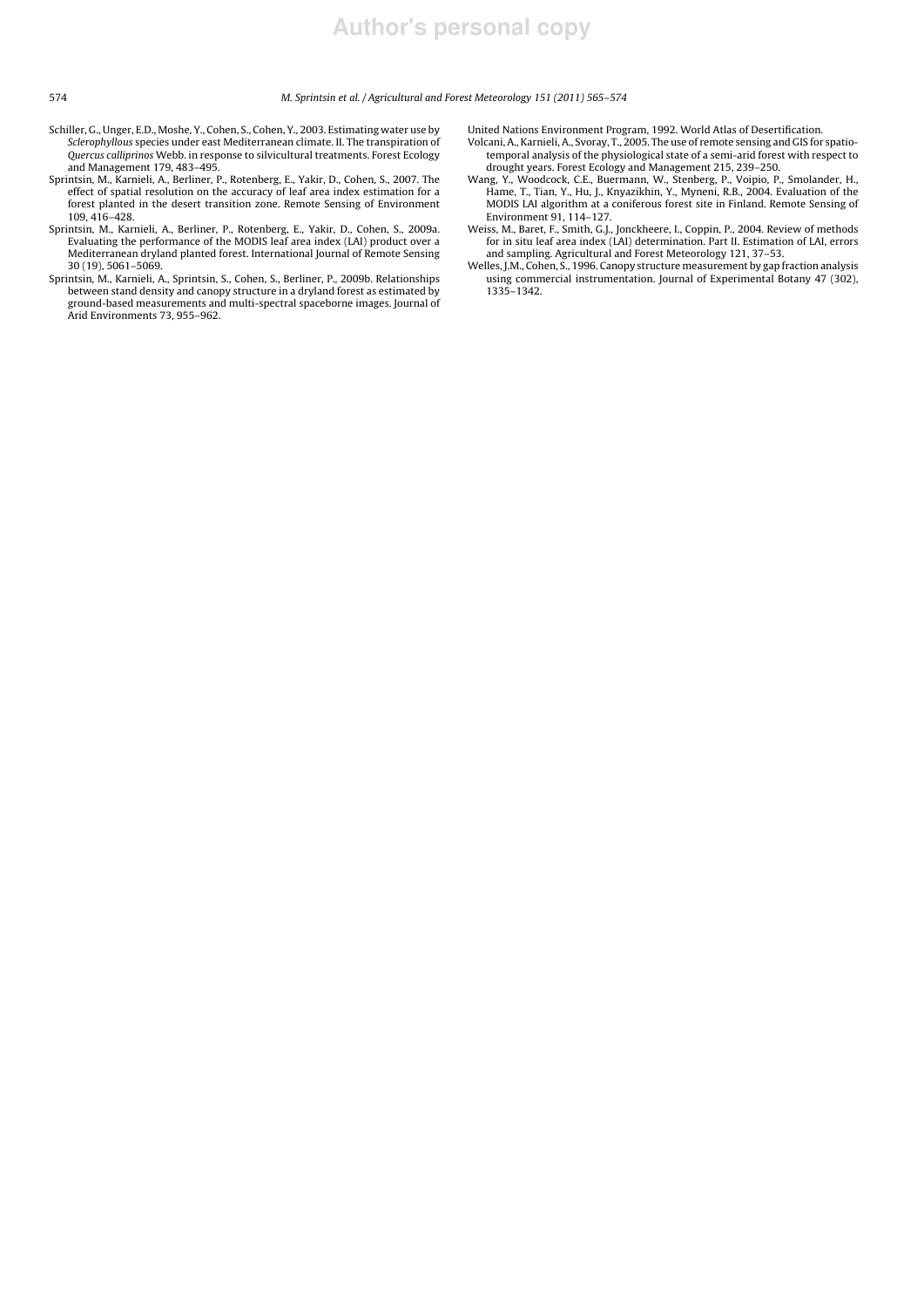Schiller, G., Unger, E.D., Moshe, Y., Cohen, S., Cohen, Y., 2003. Estimating water use by *Sclerophyllous* species under east Mediterranean climate. II. The transpiration of *Quercus calliprinos* Webb. in response to silvicultural treatments. Forest Ecology and Management 179, 483–495.

Sprintsin, M., Karnieli, A., Berliner, P., Rotenberg, E., Yakir, D., Cohen, S., 2007. The effect of spatial resolution on the accuracy of leaf area index estimation for a forest planted in the desert transition zone. Remote Sensing of Environment 109, 416–428.

Sprintsin, M., Karnieli, A., Berliner, P., Rotenberg, E., Yakir, D., Cohen, S., 2009a. Evaluating the performance of the MODIS leaf area index (LAI) product over a Mediterranean dryland planted forest. International Journal of Remote Sensing 30 (19), 5061–5069.

Sprintsin, M., Karnieli, A., Sprintsin, S., Cohen, S., Berliner, P., 2009b. Relationships between stand density and canopy structure in a dryland forest as estimated by ground-based measurements and multi-spectral spaceborne images. Journal of Arid Environments 73, 955–962.

United Nations Environment Program, 1992. World Atlas of Desertification.

Volcani, A., Karnieli, A., Svoray, T., 2005. The use of remote sensing and GIS for spatio-temporal analysis of the physiological state of a semi-arid forest with respect to drought years. Forest Ecology and Management 215, 239–250.

Wang, Y., Woodcock, C.E., Buermann, W., Stenberg, P., Voipio, P., Smolander, H., Hame, T., Tian, Y., Hu, J., Knyazikhin, Y., Myneni, R.B., 2004. Evaluation of the MODIS LAI algorithm at a coniferous forest site in Finland. Remote Sensing of Environment 91, 114–127.

Weiss, M., Baret, F., Smith, G.J., Jonckheere, I., Coppin, P., 2004. Review of methods for in situ leaf area index (LAI) determination. Part II. Estimation of LAI, errors and sampling. Agricultural and Forest Meteorology 121, 37–53.

Welles, J.M., Cohen, S., 1996. Canopy structure measurement by gap fraction analysis using commercial instrumentation. Journal of Experimental Botany 47 (302), 1335–1342.